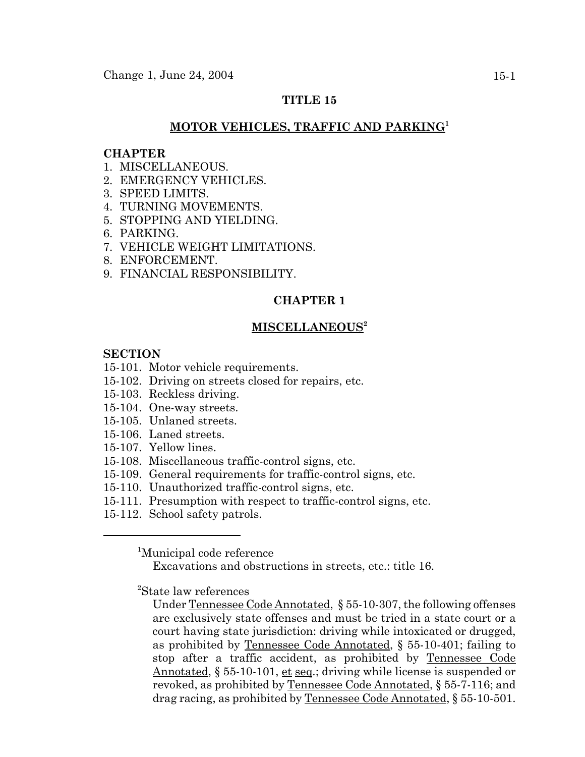Change 1, June 24, 2004

# TITLE 15

## MOTOR VEHICLES, TRAFFIC AND PARKING[1]

**CHAPTER**

1. MISCELLANEOUS.
2. EMERGENCY VEHICLES.
3. SPEED LIMITS.
4. TURNING MOVEMENTS.
5. STOPPING AND YIELDING.
6. PARKING.
7. VEHICLE WEIGHT LIMITATIONS.
8. ENFORCEMENT.
9. FINANCIAL RESPONSIBILITY.

## CHAPTER 1

## MISCELLANEOUS[2]

**SECTION**

15-101. Motor vehicle requirements.
15-102. Driving on streets closed for repairs, etc.
15-103. Reckless driving.
15-104. One-way streets.
15-105. Unlaned streets.
15-106. Laned streets.
15-107. Yellow lines.
15-108. Miscellaneous traffic-control signs, etc.
15-109. General requirements for traffic-control signs, etc.
15-110. Unauthorized traffic-control signs, etc.
15-111. Presumption with respect to traffic-control signs, etc.
15-112. School safety patrols.

---

[1]Municipal code reference

Excavations and obstructions in streets, etc.: title 16.

[2]State law references

Under Tennessee Code Annotated, § 55-10-307, the following offenses are exclusively state offenses and must be tried in a state court or a court having state jurisdiction: driving while intoxicated or drugged, as prohibited by Tennessee Code Annotated, § 55-10-401; failing to stop after a traffic accident, as prohibited by Tennessee Code Annotated, § 55-10-101, et seq.; driving while license is suspended or revoked, as prohibited by Tennessee Code Annotated, § 55-7-116; and drag racing, as prohibited by Tennessee Code Annotated, § 55-10-501.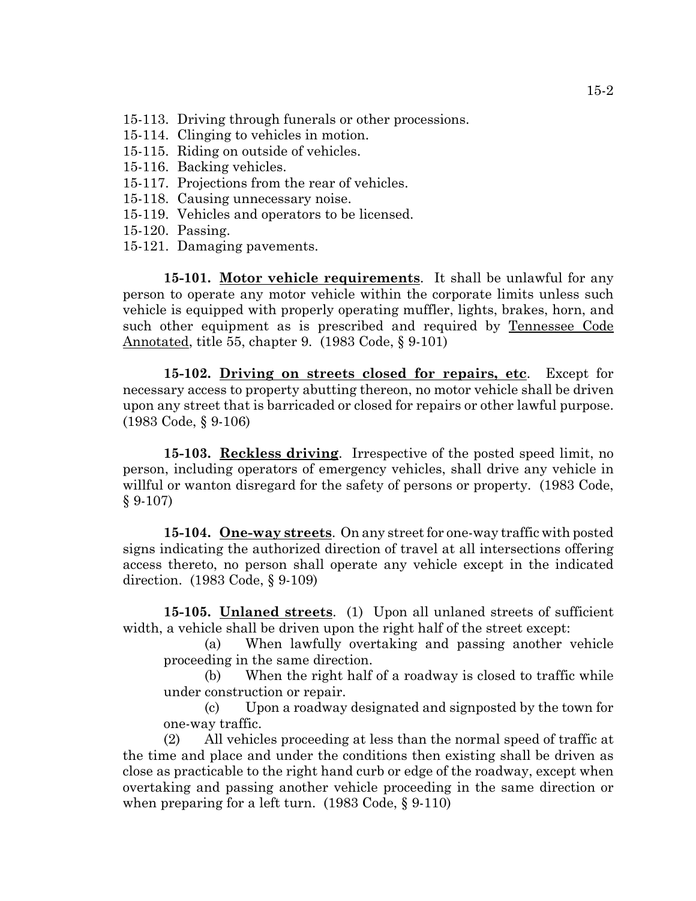15-113. Driving through funerals or other processions.
15-114. Clinging to vehicles in motion.
15-115. Riding on outside of vehicles.
15-116. Backing vehicles.
15-117. Projections from the rear of vehicles.
15-118. Causing unnecessary noise.
15-119. Vehicles and operators to be licensed.
15-120. Passing.
15-121. Damaging pavements.

**15-101. Motor vehicle requirements**. It shall be unlawful for any person to operate any motor vehicle within the corporate limits unless such vehicle is equipped with properly operating muffler, lights, brakes, horn, and such other equipment as is prescribed and required by Tennessee Code Annotated, title 55, chapter 9. (1983 Code, § 9-101)

**15-102. Driving on streets closed for repairs, etc**. Except for necessary access to property abutting thereon, no motor vehicle shall be driven upon any street that is barricaded or closed for repairs or other lawful purpose. (1983 Code, § 9-106)

**15-103. Reckless driving**. Irrespective of the posted speed limit, no person, including operators of emergency vehicles, shall drive any vehicle in willful or wanton disregard for the safety of persons or property. (1983 Code, § 9-107)

**15-104. One-way streets**. On any street for one-way traffic with posted signs indicating the authorized direction of travel at all intersections offering access thereto, no person shall operate any vehicle except in the indicated direction. (1983 Code, § 9-109)

**15-105. Unlaned streets**. (1) Upon all unlaned streets of sufficient width, a vehicle shall be driven upon the right half of the street except:

(a) When lawfully overtaking and passing another vehicle proceeding in the same direction.

(b) When the right half of a roadway is closed to traffic while under construction or repair.

(c) Upon a roadway designated and signposted by the town for one-way traffic.

(2) All vehicles proceeding at less than the normal speed of traffic at the time and place and under the conditions then existing shall be driven as close as practicable to the right hand curb or edge of the roadway, except when overtaking and passing another vehicle proceeding in the same direction or when preparing for a left turn. (1983 Code, § 9-110)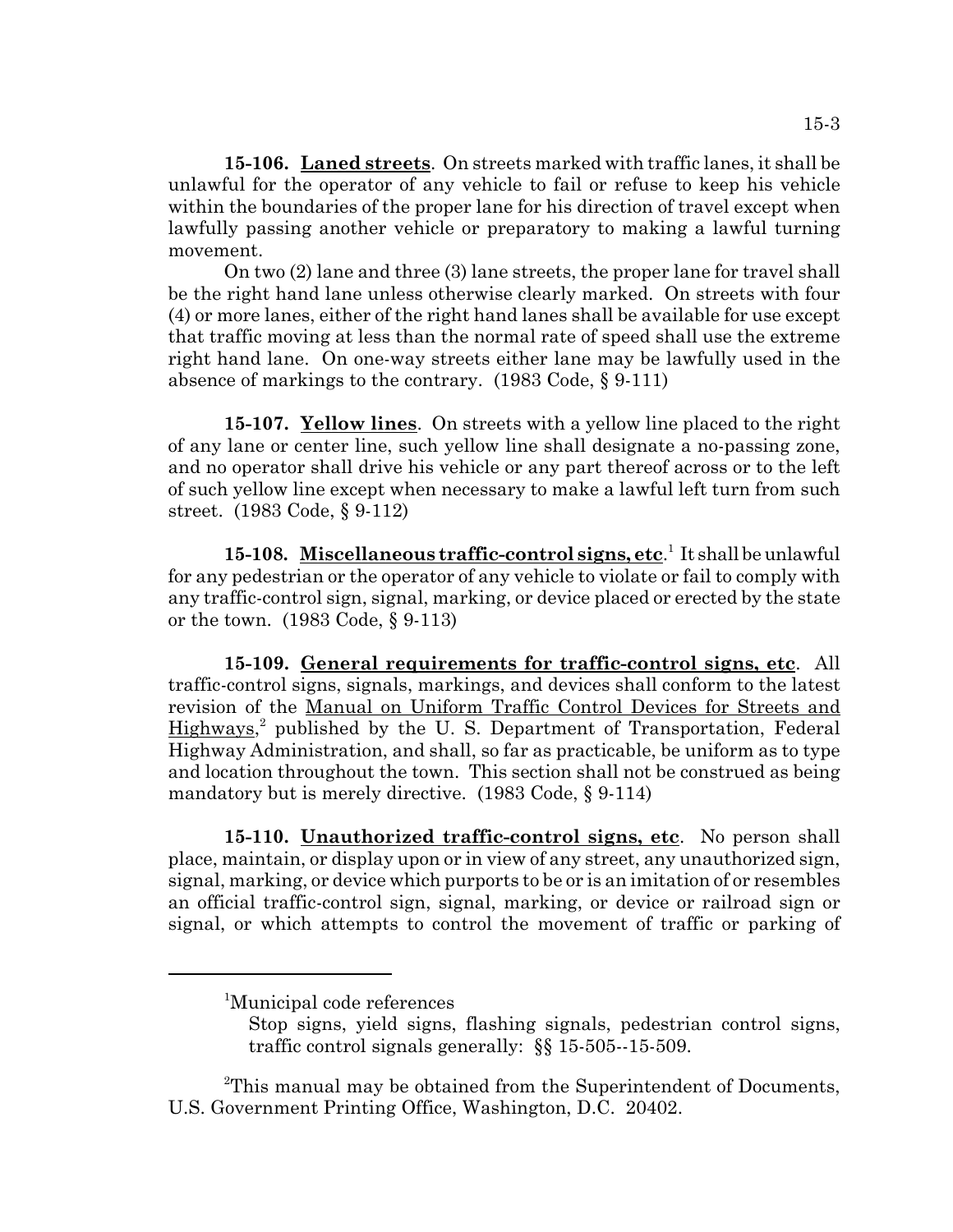**15-106. Laned streets**. On streets marked with traffic lanes, it shall be unlawful for the operator of any vehicle to fail or refuse to keep his vehicle within the boundaries of the proper lane for his direction of travel except when lawfully passing another vehicle or preparatory to making a lawful turning movement.

On two (2) lane and three (3) lane streets, the proper lane for travel shall be the right hand lane unless otherwise clearly marked. On streets with four (4) or more lanes, either of the right hand lanes shall be available for use except that traffic moving at less than the normal rate of speed shall use the extreme right hand lane. On one-way streets either lane may be lawfully used in the absence of markings to the contrary. (1983 Code, § 9-111)

**15-107. Yellow lines**. On streets with a yellow line placed to the right of any lane or center line, such yellow line shall designate a no-passing zone, and no operator shall drive his vehicle or any part thereof across or to the left of such yellow line except when necessary to make a lawful left turn from such street. (1983 Code, § 9-112)

**15-108. Miscellaneous traffic-control signs, etc**.[1] It shall be unlawful for any pedestrian or the operator of any vehicle to violate or fail to comply with any traffic-control sign, signal, marking, or device placed or erected by the state or the town. (1983 Code, § 9-113)

**15-109. General requirements for traffic-control signs, etc**. All traffic-control signs, signals, markings, and devices shall conform to the latest revision of the Manual on Uniform Traffic Control Devices for Streets and Highways,[2] published by the U. S. Department of Transportation, Federal Highway Administration, and shall, so far as practicable, be uniform as to type and location throughout the town. This section shall not be construed as being mandatory but is merely directive. (1983 Code, § 9-114)

**15-110. Unauthorized traffic-control signs, etc**. No person shall place, maintain, or display upon or in view of any street, any unauthorized sign, signal, marking, or device which purports to be or is an imitation of or resembles an official traffic-control sign, signal, marking, or device or railroad sign or signal, or which attempts to control the movement of traffic or parking of

---

[1]Municipal code references

Stop signs, yield signs, flashing signals, pedestrian control signs, traffic control signals generally: §§ 15-505--15-509.

[2]This manual may be obtained from the Superintendent of Documents, U.S. Government Printing Office, Washington, D.C. 20402.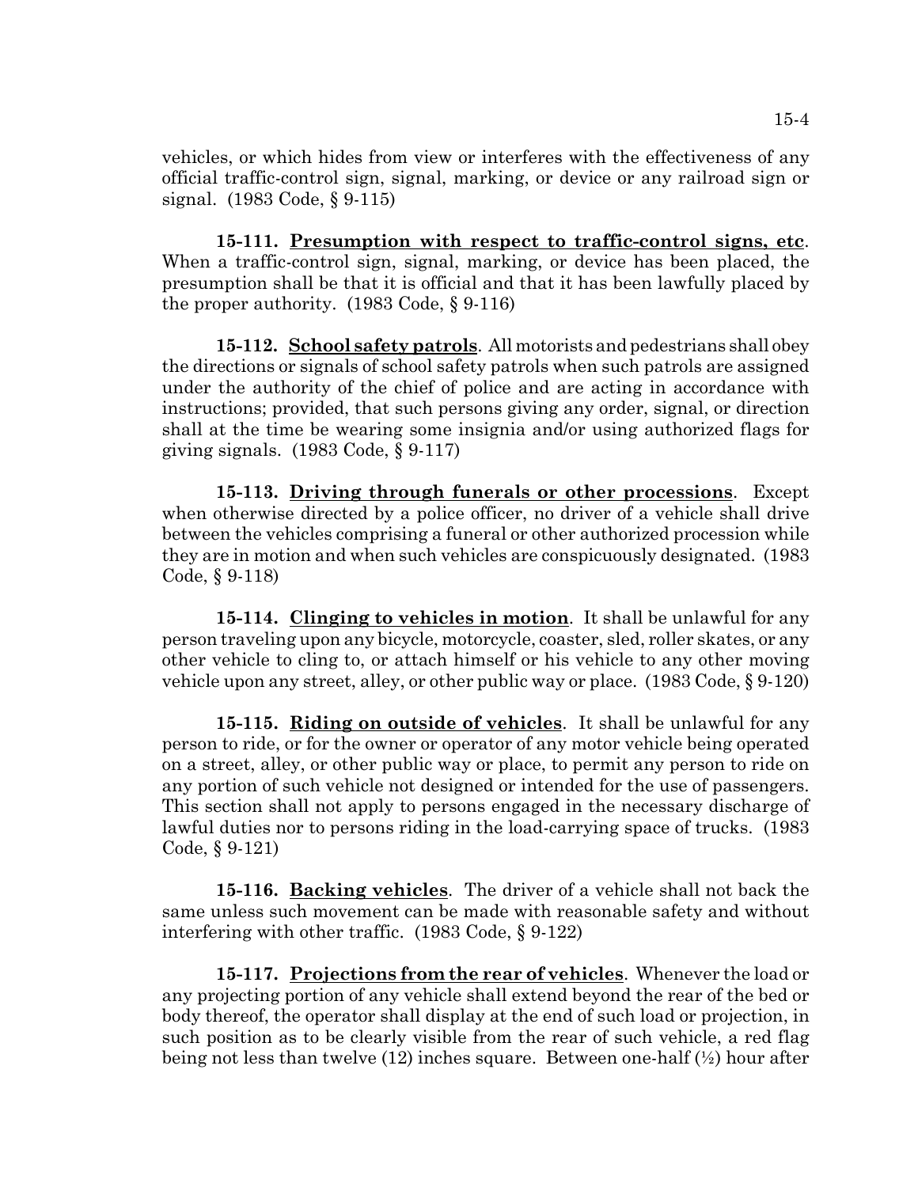vehicles, or which hides from view or interferes with the effectiveness of any official traffic-control sign, signal, marking, or device or any railroad sign or signal. (1983 Code, § 9-115)

**15-111. Presumption with respect to traffic-control signs, etc**. When a traffic-control sign, signal, marking, or device has been placed, the presumption shall be that it is official and that it has been lawfully placed by the proper authority. (1983 Code, § 9-116)

**15-112. School safety patrols**. All motorists and pedestrians shall obey the directions or signals of school safety patrols when such patrols are assigned under the authority of the chief of police and are acting in accordance with instructions; provided, that such persons giving any order, signal, or direction shall at the time be wearing some insignia and/or using authorized flags for giving signals. (1983 Code, § 9-117)

**15-113. Driving through funerals or other processions**. Except when otherwise directed by a police officer, no driver of a vehicle shall drive between the vehicles comprising a funeral or other authorized procession while they are in motion and when such vehicles are conspicuously designated. (1983 Code, § 9-118)

**15-114. Clinging to vehicles in motion**. It shall be unlawful for any person traveling upon any bicycle, motorcycle, coaster, sled, roller skates, or any other vehicle to cling to, or attach himself or his vehicle to any other moving vehicle upon any street, alley, or other public way or place. (1983 Code, § 9-120)

**15-115. Riding on outside of vehicles**. It shall be unlawful for any person to ride, or for the owner or operator of any motor vehicle being operated on a street, alley, or other public way or place, to permit any person to ride on any portion of such vehicle not designed or intended for the use of passengers. This section shall not apply to persons engaged in the necessary discharge of lawful duties nor to persons riding in the load-carrying space of trucks. (1983 Code, § 9-121)

**15-116. Backing vehicles**. The driver of a vehicle shall not back the same unless such movement can be made with reasonable safety and without interfering with other traffic. (1983 Code, § 9-122)

**15-117. Projections from the rear of vehicles**. Whenever the load or any projecting portion of any vehicle shall extend beyond the rear of the bed or body thereof, the operator shall display at the end of such load or projection, in such position as to be clearly visible from the rear of such vehicle, a red flag being not less than twelve (12) inches square. Between one-half (½) hour after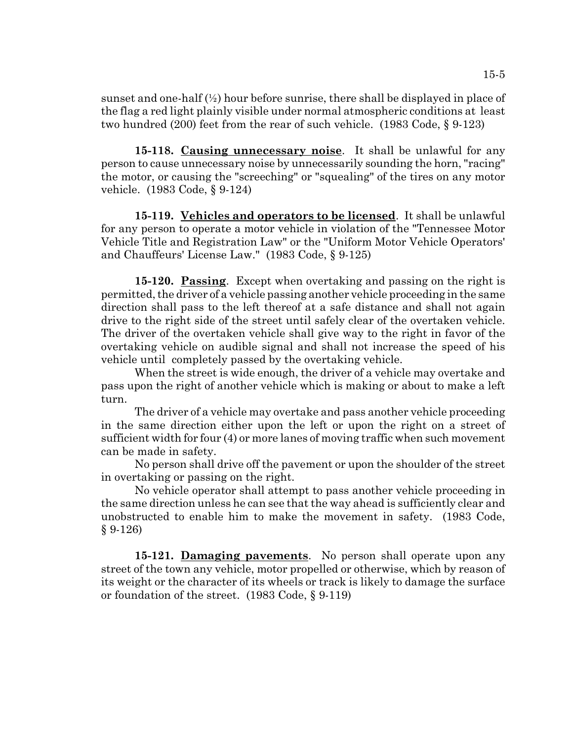sunset and one-half (½) hour before sunrise, there shall be displayed in place of the flag a red light plainly visible under normal atmospheric conditions at least two hundred (200) feet from the rear of such vehicle. (1983 Code, § 9-123)

**15-118. Causing unnecessary noise**. It shall be unlawful for any person to cause unnecessary noise by unnecessarily sounding the horn, "racing" the motor, or causing the "screeching" or "squealing" of the tires on any motor vehicle. (1983 Code, § 9-124)

**15-119. Vehicles and operators to be licensed**. It shall be unlawful for any person to operate a motor vehicle in violation of the "Tennessee Motor Vehicle Title and Registration Law" or the "Uniform Motor Vehicle Operators' and Chauffeurs' License Law." (1983 Code, § 9-125)

**15-120. Passing**. Except when overtaking and passing on the right is permitted, the driver of a vehicle passing another vehicle proceeding in the same direction shall pass to the left thereof at a safe distance and shall not again drive to the right side of the street until safely clear of the overtaken vehicle. The driver of the overtaken vehicle shall give way to the right in favor of the overtaking vehicle on audible signal and shall not increase the speed of his vehicle until completely passed by the overtaking vehicle.

When the street is wide enough, the driver of a vehicle may overtake and pass upon the right of another vehicle which is making or about to make a left turn.

The driver of a vehicle may overtake and pass another vehicle proceeding in the same direction either upon the left or upon the right on a street of sufficient width for four (4) or more lanes of moving traffic when such movement can be made in safety.

No person shall drive off the pavement or upon the shoulder of the street in overtaking or passing on the right.

No vehicle operator shall attempt to pass another vehicle proceeding in the same direction unless he can see that the way ahead is sufficiently clear and unobstructed to enable him to make the movement in safety. (1983 Code, § 9-126)

**15-121. Damaging pavements**. No person shall operate upon any street of the town any vehicle, motor propelled or otherwise, which by reason of its weight or the character of its wheels or track is likely to damage the surface or foundation of the street. (1983 Code, § 9-119)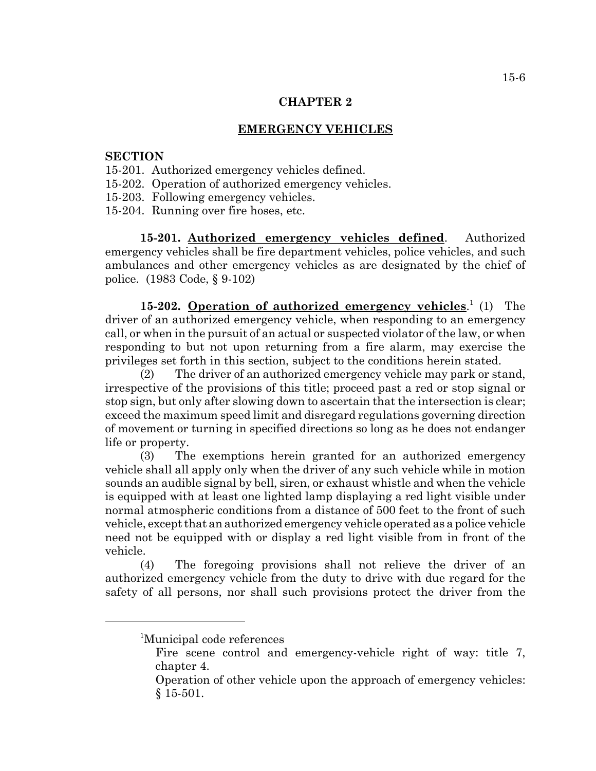## CHAPTER 2

## EMERGENCY VEHICLES

**SECTION**

15-201. Authorized emergency vehicles defined.
15-202. Operation of authorized emergency vehicles.
15-203. Following emergency vehicles.
15-204. Running over fire hoses, etc.

**15-201. Authorized emergency vehicles defined**. Authorized emergency vehicles shall be fire department vehicles, police vehicles, and such ambulances and other emergency vehicles as are designated by the chief of police. (1983 Code, § 9-102)

**15-202. Operation of authorized emergency vehicles**.[1] (1) The driver of an authorized emergency vehicle, when responding to an emergency call, or when in the pursuit of an actual or suspected violator of the law, or when responding to but not upon returning from a fire alarm, may exercise the privileges set forth in this section, subject to the conditions herein stated.

(2) The driver of an authorized emergency vehicle may park or stand, irrespective of the provisions of this title; proceed past a red or stop signal or stop sign, but only after slowing down to ascertain that the intersection is clear; exceed the maximum speed limit and disregard regulations governing direction of movement or turning in specified directions so long as he does not endanger life or property.

(3) The exemptions herein granted for an authorized emergency vehicle shall all apply only when the driver of any such vehicle while in motion sounds an audible signal by bell, siren, or exhaust whistle and when the vehicle is equipped with at least one lighted lamp displaying a red light visible under normal atmospheric conditions from a distance of 500 feet to the front of such vehicle, except that an authorized emergency vehicle operated as a police vehicle need not be equipped with or display a red light visible from in front of the vehicle.

(4) The foregoing provisions shall not relieve the driver of an authorized emergency vehicle from the duty to drive with due regard for the safety of all persons, nor shall such provisions protect the driver from the

---

[1]Municipal code references

Fire scene control and emergency-vehicle right of way: title 7, chapter 4.

Operation of other vehicle upon the approach of emergency vehicles: § 15-501.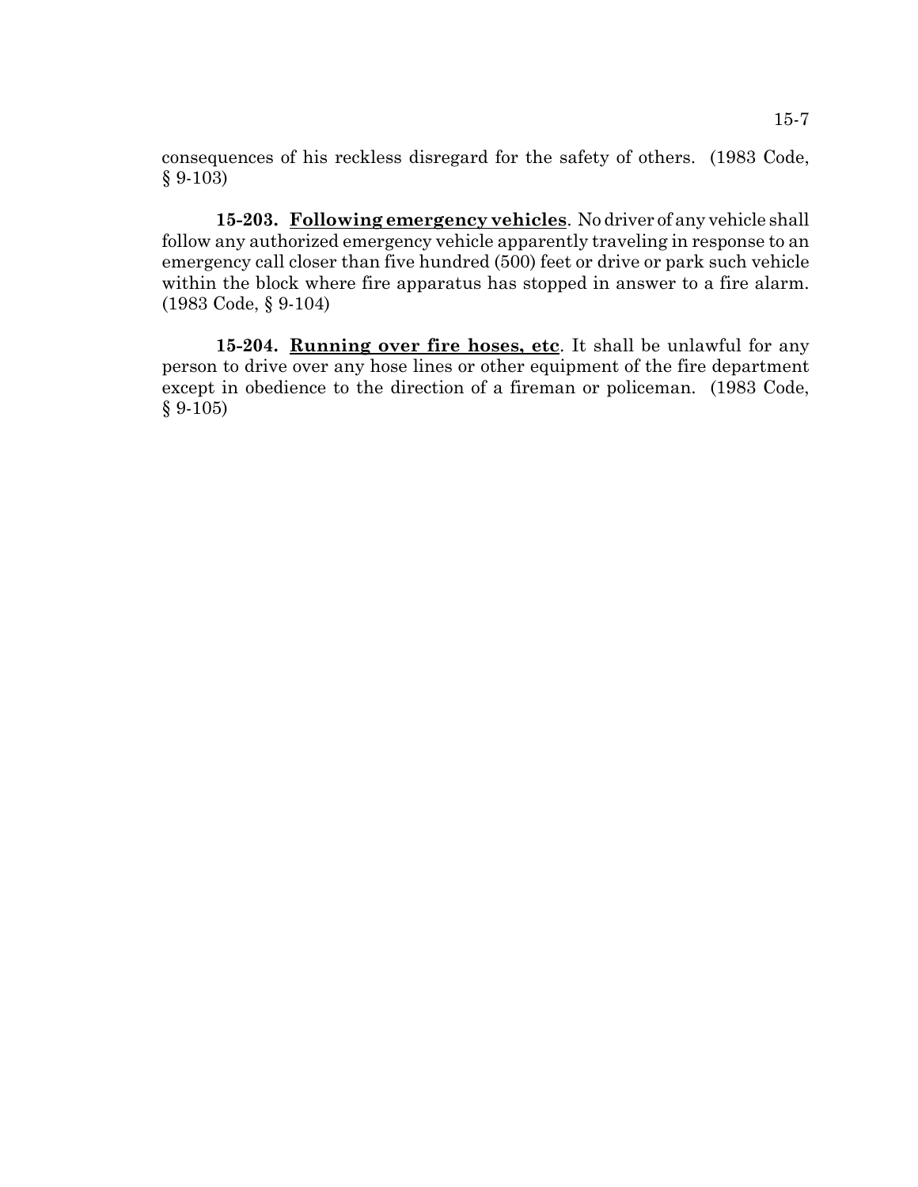consequences of his reckless disregard for the safety of others. (1983 Code, § 9-103)

**15-203. Following emergency vehicles**. No driver of any vehicle shall follow any authorized emergency vehicle apparently traveling in response to an emergency call closer than five hundred (500) feet or drive or park such vehicle within the block where fire apparatus has stopped in answer to a fire alarm. (1983 Code, § 9-104)

**15-204. Running over fire hoses, etc**. It shall be unlawful for any person to drive over any hose lines or other equipment of the fire department except in obedience to the direction of a fireman or policeman. (1983 Code, § 9-105)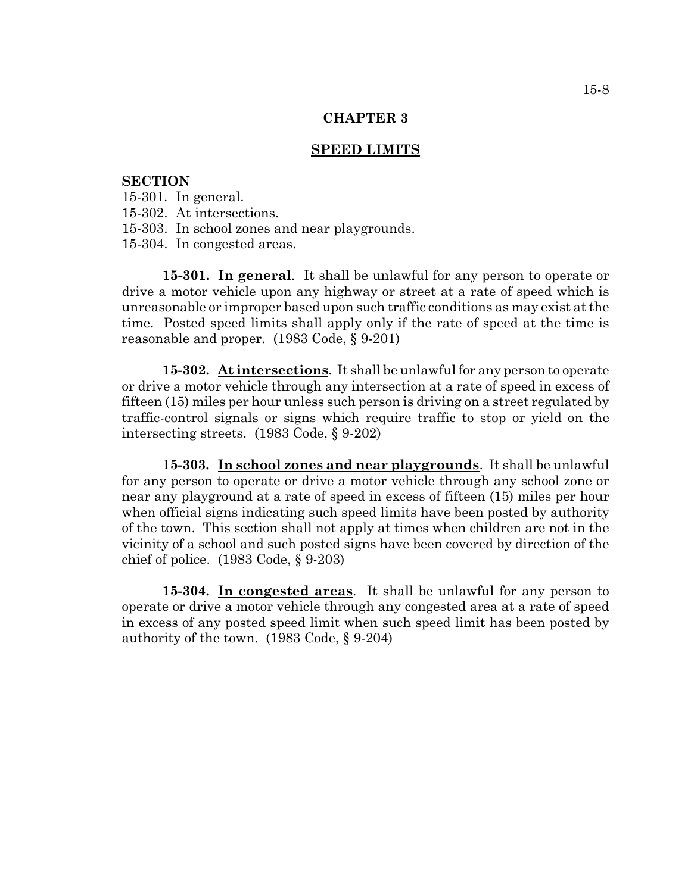# CHAPTER 3

## SPEED LIMITS

**SECTION**

15-301. In general.
15-302. At intersections.
15-303. In school zones and near playgrounds.
15-304. In congested areas.

**15-301. In general.** It shall be unlawful for any person to operate or drive a motor vehicle upon any highway or street at a rate of speed which is unreasonable or improper based upon such traffic conditions as may exist at the time. Posted speed limits shall apply only if the rate of speed at the time is reasonable and proper. (1983 Code, § 9-201)

**15-302. At intersections.** It shall be unlawful for any person to operate or drive a motor vehicle through any intersection at a rate of speed in excess of fifteen (15) miles per hour unless such person is driving on a street regulated by traffic-control signals or signs which require traffic to stop or yield on the intersecting streets. (1983 Code, § 9-202)

**15-303. In school zones and near playgrounds.** It shall be unlawful for any person to operate or drive a motor vehicle through any school zone or near any playground at a rate of speed in excess of fifteen (15) miles per hour when official signs indicating such speed limits have been posted by authority of the town. This section shall not apply at times when children are not in the vicinity of a school and such posted signs have been covered by direction of the chief of police. (1983 Code, § 9-203)

**15-304. In congested areas.** It shall be unlawful for any person to operate or drive a motor vehicle through any congested area at a rate of speed in excess of any posted speed limit when such speed limit has been posted by authority of the town. (1983 Code, § 9-204)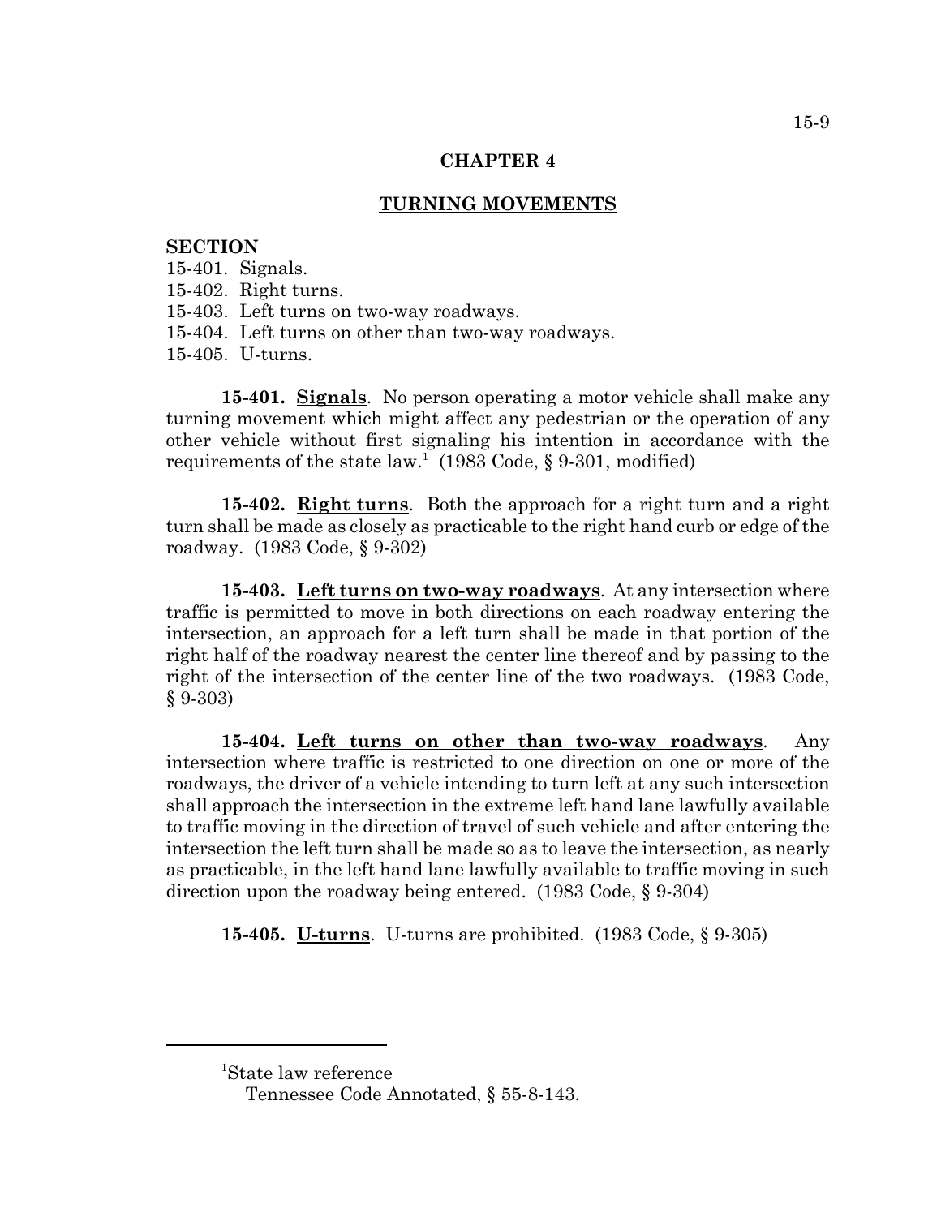## CHAPTER 4

## TURNING MOVEMENTS

**SECTION**

15-401. Signals.
15-402. Right turns.
15-403. Left turns on two-way roadways.
15-404. Left turns on other than two-way roadways.
15-405. U-turns.

**15-401. Signals**. No person operating a motor vehicle shall make any turning movement which might affect any pedestrian or the operation of any other vehicle without first signaling his intention in accordance with the requirements of the state law.[1] (1983 Code, § 9-301, modified)

**15-402. Right turns**. Both the approach for a right turn and a right turn shall be made as closely as practicable to the right hand curb or edge of the roadway. (1983 Code, § 9-302)

**15-403. Left turns on two-way roadways**. At any intersection where traffic is permitted to move in both directions on each roadway entering the intersection, an approach for a left turn shall be made in that portion of the right half of the roadway nearest the center line thereof and by passing to the right of the intersection of the center line of the two roadways. (1983 Code, § 9-303)

**15-404. Left turns on other than two-way roadways**. Any intersection where traffic is restricted to one direction on one or more of the roadways, the driver of a vehicle intending to turn left at any such intersection shall approach the intersection in the extreme left hand lane lawfully available to traffic moving in the direction of travel of such vehicle and after entering the intersection the left turn shall be made so as to leave the intersection, as nearly as practicable, in the left hand lane lawfully available to traffic moving in such direction upon the roadway being entered. (1983 Code, § 9-304)

**15-405. U-turns**. U-turns are prohibited. (1983 Code, § 9-305)

---

[1] State law reference
Tennessee Code Annotated, § 55-8-143.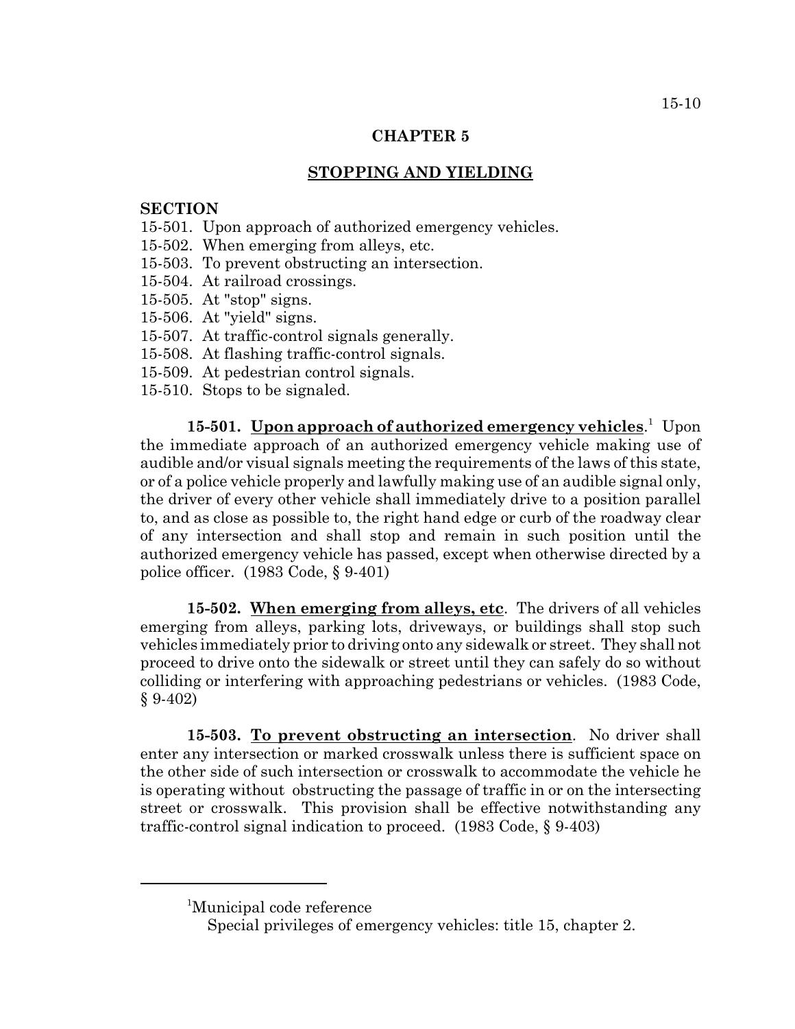## CHAPTER 5

## STOPPING AND YIELDING

**SECTION**

15-501. Upon approach of authorized emergency vehicles.
15-502. When emerging from alleys, etc.
15-503. To prevent obstructing an intersection.
15-504. At railroad crossings.
15-505. At "stop" signs.
15-506. At "yield" signs.
15-507. At traffic-control signals generally.
15-508. At flashing traffic-control signals.
15-509. At pedestrian control signals.
15-510. Stops to be signaled.

**15-501. Upon approach of authorized emergency vehicles**.[1] Upon the immediate approach of an authorized emergency vehicle making use of audible and/or visual signals meeting the requirements of the laws of this state, or of a police vehicle properly and lawfully making use of an audible signal only, the driver of every other vehicle shall immediately drive to a position parallel to, and as close as possible to, the right hand edge or curb of the roadway clear of any intersection and shall stop and remain in such position until the authorized emergency vehicle has passed, except when otherwise directed by a police officer. (1983 Code, § 9-401)

**15-502. When emerging from alleys, etc**. The drivers of all vehicles emerging from alleys, parking lots, driveways, or buildings shall stop such vehicles immediately prior to driving onto any sidewalk or street. They shall not proceed to drive onto the sidewalk or street until they can safely do so without colliding or interfering with approaching pedestrians or vehicles. (1983 Code, § 9-402)

**15-503. To prevent obstructing an intersection**. No driver shall enter any intersection or marked crosswalk unless there is sufficient space on the other side of such intersection or crosswalk to accommodate the vehicle he is operating without obstructing the passage of traffic in or on the intersecting street or crosswalk. This provision shall be effective notwithstanding any traffic-control signal indication to proceed. (1983 Code, § 9-403)

---

[1]Municipal code reference
Special privileges of emergency vehicles: title 15, chapter 2.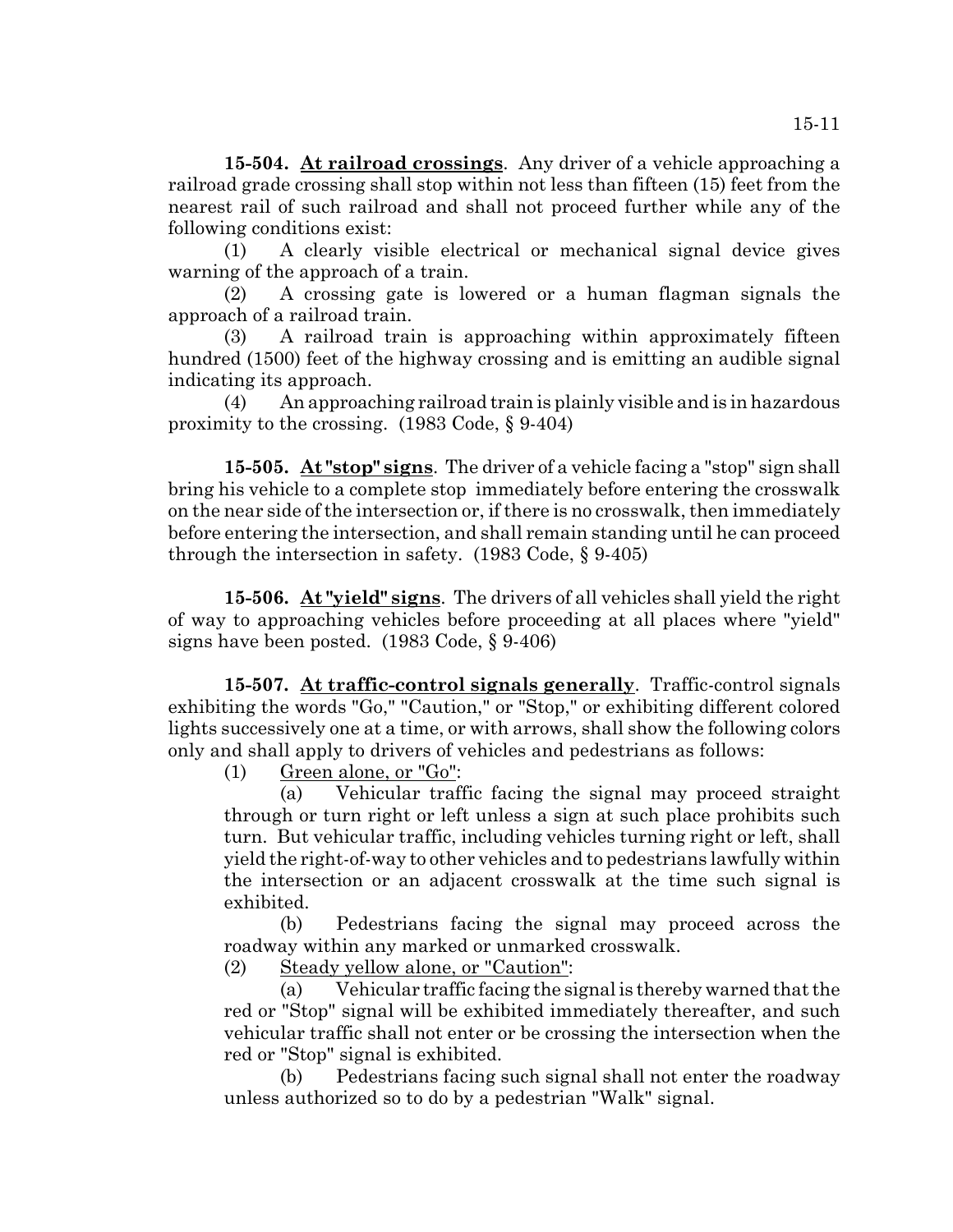**15-504. <u>At railroad crossings</u>**. Any driver of a vehicle approaching a railroad grade crossing shall stop within not less than fifteen (15) feet from the nearest rail of such railroad and shall not proceed further while any of the following conditions exist:

(1) A clearly visible electrical or mechanical signal device gives warning of the approach of a train.

(2) A crossing gate is lowered or a human flagman signals the approach of a railroad train.

(3) A railroad train is approaching within approximately fifteen hundred (1500) feet of the highway crossing and is emitting an audible signal indicating its approach.

(4) An approaching railroad train is plainly visible and is in hazardous proximity to the crossing. (1983 Code, § 9-404)

**15-505. <u>At "stop" signs</u>**. The driver of a vehicle facing a "stop" sign shall bring his vehicle to a complete stop immediately before entering the crosswalk on the near side of the intersection or, if there is no crosswalk, then immediately before entering the intersection, and shall remain standing until he can proceed through the intersection in safety. (1983 Code, § 9-405)

**15-506. <u>At "yield" signs</u>**. The drivers of all vehicles shall yield the right of way to approaching vehicles before proceeding at all places where "yield" signs have been posted. (1983 Code, § 9-406)

**15-507. <u>At traffic-control signals generally</u>**. Traffic-control signals exhibiting the words "Go," "Caution," or "Stop," or exhibiting different colored lights successively one at a time, or with arrows, shall show the following colors only and shall apply to drivers of vehicles and pedestrians as follows:

(1) <u>Green alone, or "Go"</u>:

(a) Vehicular traffic facing the signal may proceed straight through or turn right or left unless a sign at such place prohibits such turn. But vehicular traffic, including vehicles turning right or left, shall yield the right-of-way to other vehicles and to pedestrians lawfully within the intersection or an adjacent crosswalk at the time such signal is exhibited.

(b) Pedestrians facing the signal may proceed across the roadway within any marked or unmarked crosswalk.

(2) <u>Steady yellow alone, or "Caution"</u>:

(a) Vehicular traffic facing the signal is thereby warned that the red or "Stop" signal will be exhibited immediately thereafter, and such vehicular traffic shall not enter or be crossing the intersection when the red or "Stop" signal is exhibited.

(b) Pedestrians facing such signal shall not enter the roadway unless authorized so to do by a pedestrian "Walk" signal.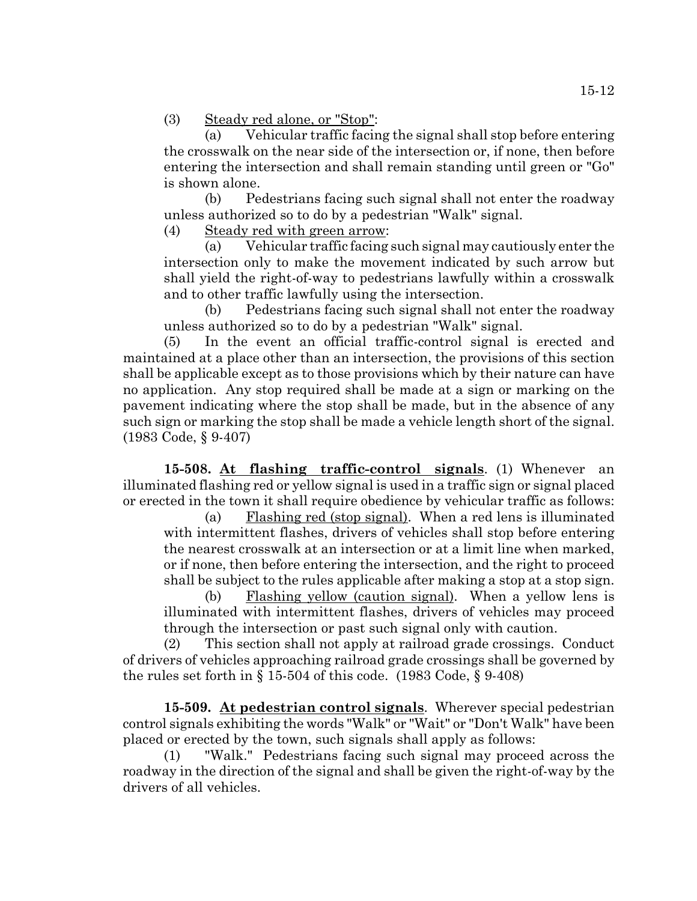(3) <u>Steady red alone, or "Stop"</u>:

(a) Vehicular traffic facing the signal shall stop before entering the crosswalk on the near side of the intersection or, if none, then before entering the intersection and shall remain standing until green or "Go" is shown alone.

(b) Pedestrians facing such signal shall not enter the roadway unless authorized so to do by a pedestrian "Walk" signal.

(4) <u>Steady red with green arrow</u>:

(a) Vehicular traffic facing such signal may cautiously enter the intersection only to make the movement indicated by such arrow but shall yield the right-of-way to pedestrians lawfully within a crosswalk and to other traffic lawfully using the intersection.

(b) Pedestrians facing such signal shall not enter the roadway unless authorized so to do by a pedestrian "Walk" signal.

(5) In the event an official traffic-control signal is erected and maintained at a place other than an intersection, the provisions of this section shall be applicable except as to those provisions which by their nature can have no application. Any stop required shall be made at a sign or marking on the pavement indicating where the stop shall be made, but in the absence of any such sign or marking the stop shall be made a vehicle length short of the signal. (1983 Code, § 9-407)

**15-508. <u>At flashing traffic-control signals</u>**. (1) Whenever an illuminated flashing red or yellow signal is used in a traffic sign or signal placed or erected in the town it shall require obedience by vehicular traffic as follows:

(a) <u>Flashing red (stop signal)</u>. When a red lens is illuminated with intermittent flashes, drivers of vehicles shall stop before entering the nearest crosswalk at an intersection or at a limit line when marked, or if none, then before entering the intersection, and the right to proceed shall be subject to the rules applicable after making a stop at a stop sign.

(b) <u>Flashing yellow (caution signal)</u>. When a yellow lens is illuminated with intermittent flashes, drivers of vehicles may proceed through the intersection or past such signal only with caution.

(2) This section shall not apply at railroad grade crossings. Conduct of drivers of vehicles approaching railroad grade crossings shall be governed by the rules set forth in § 15-504 of this code. (1983 Code, § 9-408)

**15-509. <u>At pedestrian control signals</u>**. Wherever special pedestrian control signals exhibiting the words "Walk" or "Wait" or "Don't Walk" have been placed or erected by the town, such signals shall apply as follows:

(1) "Walk." Pedestrians facing such signal may proceed across the roadway in the direction of the signal and shall be given the right-of-way by the drivers of all vehicles.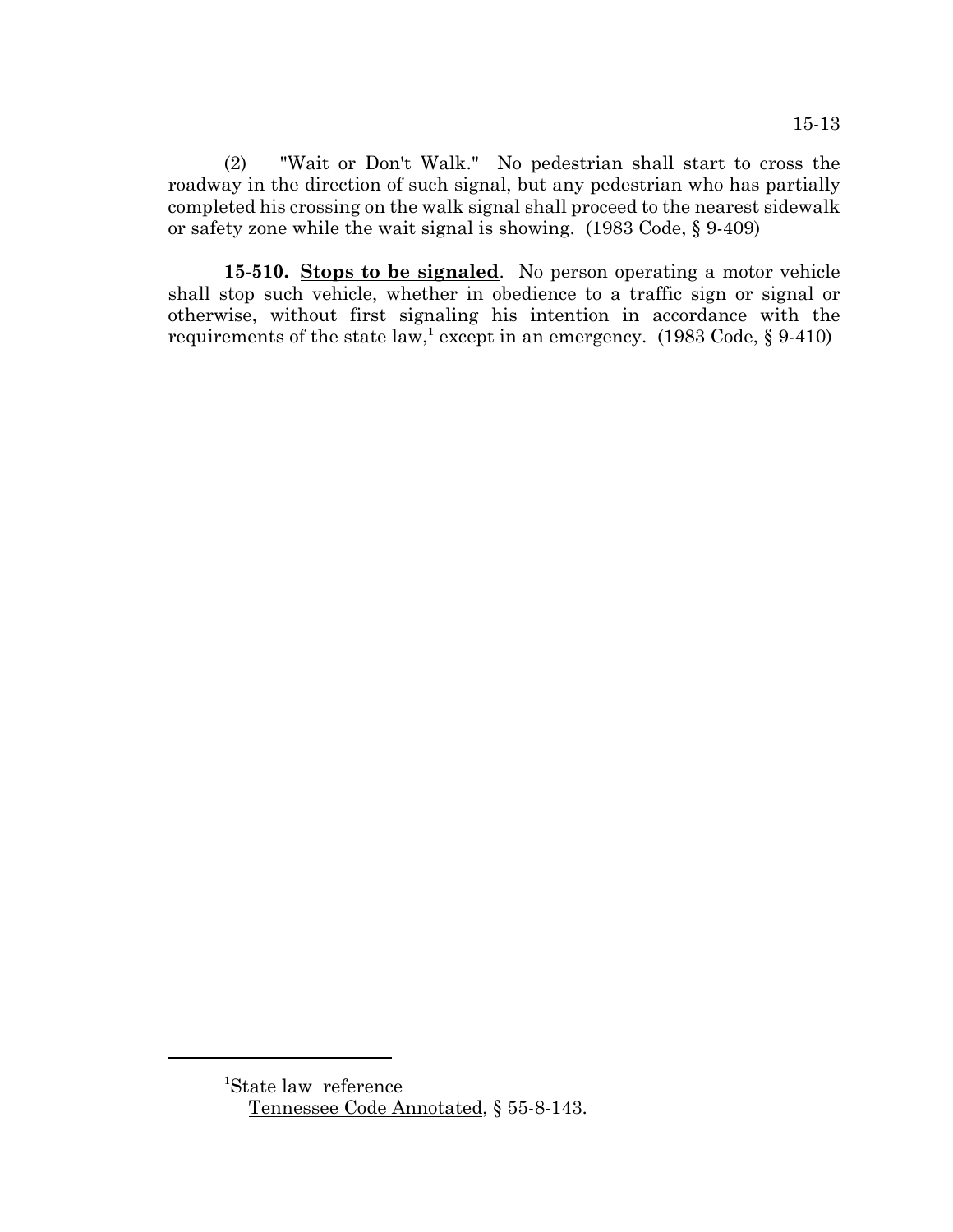(2) "Wait or Don't Walk." No pedestrian shall start to cross the roadway in the direction of such signal, but any pedestrian who has partially completed his crossing on the walk signal shall proceed to the nearest sidewalk or safety zone while the wait signal is showing. (1983 Code, § 9-409)

**15-510. <u>Stops to be signaled</u>**. No person operating a motor vehicle shall stop such vehicle, whether in obedience to a traffic sign or signal or otherwise, without first signaling his intention in accordance with the requirements of the state law,[1] except in an emergency. (1983 Code, § 9-410)

---

[1]State law reference
<u>Tennessee Code Annotated</u>, § 55-8-143.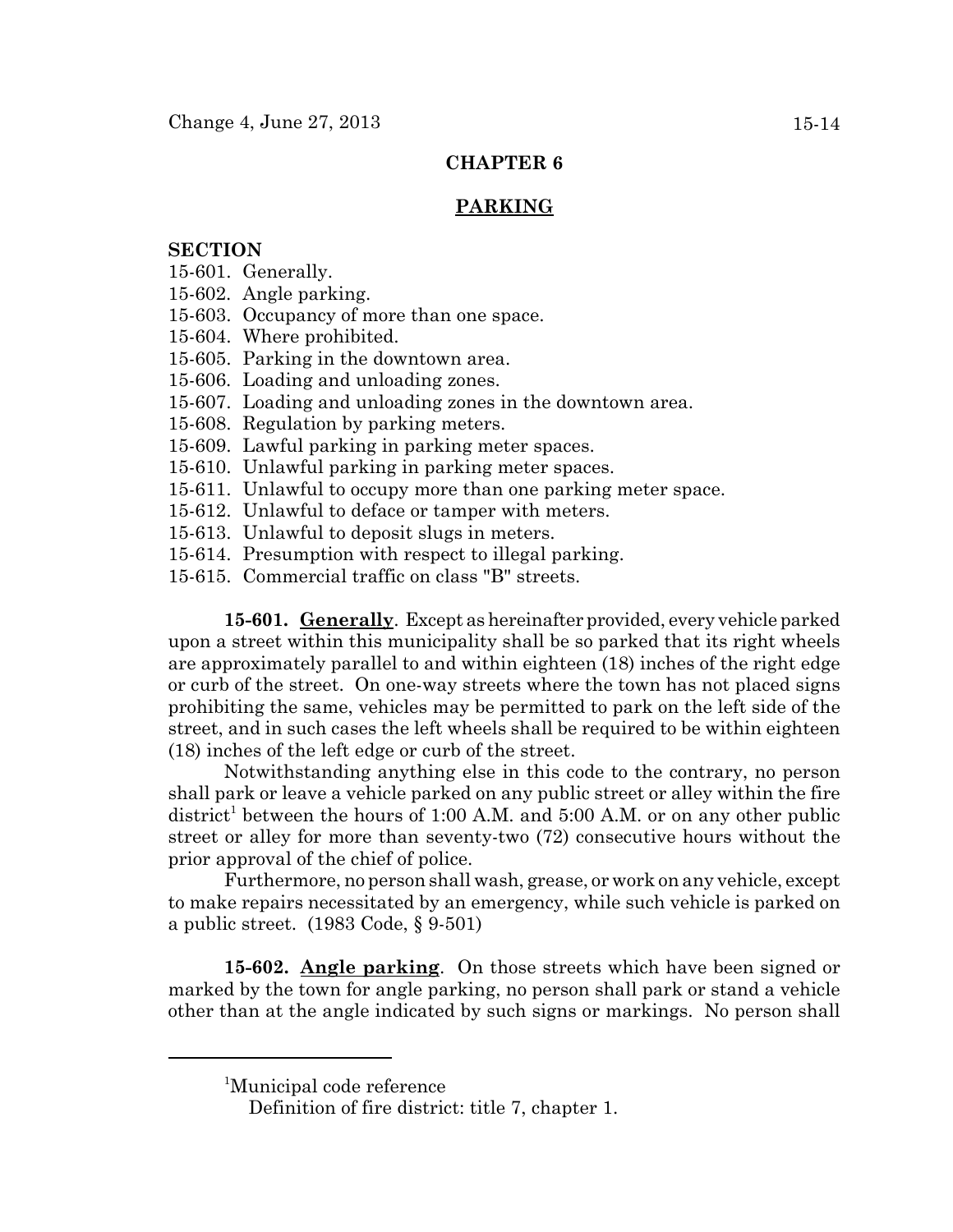## CHAPTER 6

## PARKING

**SECTION**

15-601. Generally.
15-602. Angle parking.
15-603. Occupancy of more than one space.
15-604. Where prohibited.
15-605. Parking in the downtown area.
15-606. Loading and unloading zones.
15-607. Loading and unloading zones in the downtown area.
15-608. Regulation by parking meters.
15-609. Lawful parking in parking meter spaces.
15-610. Unlawful parking in parking meter spaces.
15-611. Unlawful to occupy more than one parking meter space.
15-612. Unlawful to deface or tamper with meters.
15-613. Unlawful to deposit slugs in meters.
15-614. Presumption with respect to illegal parking.
15-615. Commercial traffic on class "B" streets.

**15-601. Generally**. Except as hereinafter provided, every vehicle parked upon a street within this municipality shall be so parked that its right wheels are approximately parallel to and within eighteen (18) inches of the right edge or curb of the street. On one-way streets where the town has not placed signs prohibiting the same, vehicles may be permitted to park on the left side of the street, and in such cases the left wheels shall be required to be within eighteen (18) inches of the left edge or curb of the street.

Notwithstanding anything else in this code to the contrary, no person shall park or leave a vehicle parked on any public street or alley within the fire district[1] between the hours of 1:00 A.M. and 5:00 A.M. or on any other public street or alley for more than seventy-two (72) consecutive hours without the prior approval of the chief of police.

Furthermore, no person shall wash, grease, or work on any vehicle, except to make repairs necessitated by an emergency, while such vehicle is parked on a public street. (1983 Code, § 9-501)

**15-602. Angle parking**. On those streets which have been signed or marked by the town for angle parking, no person shall park or stand a vehicle other than at the angle indicated by such signs or markings. No person shall

---

[1]Municipal code reference
Definition of fire district: title 7, chapter 1.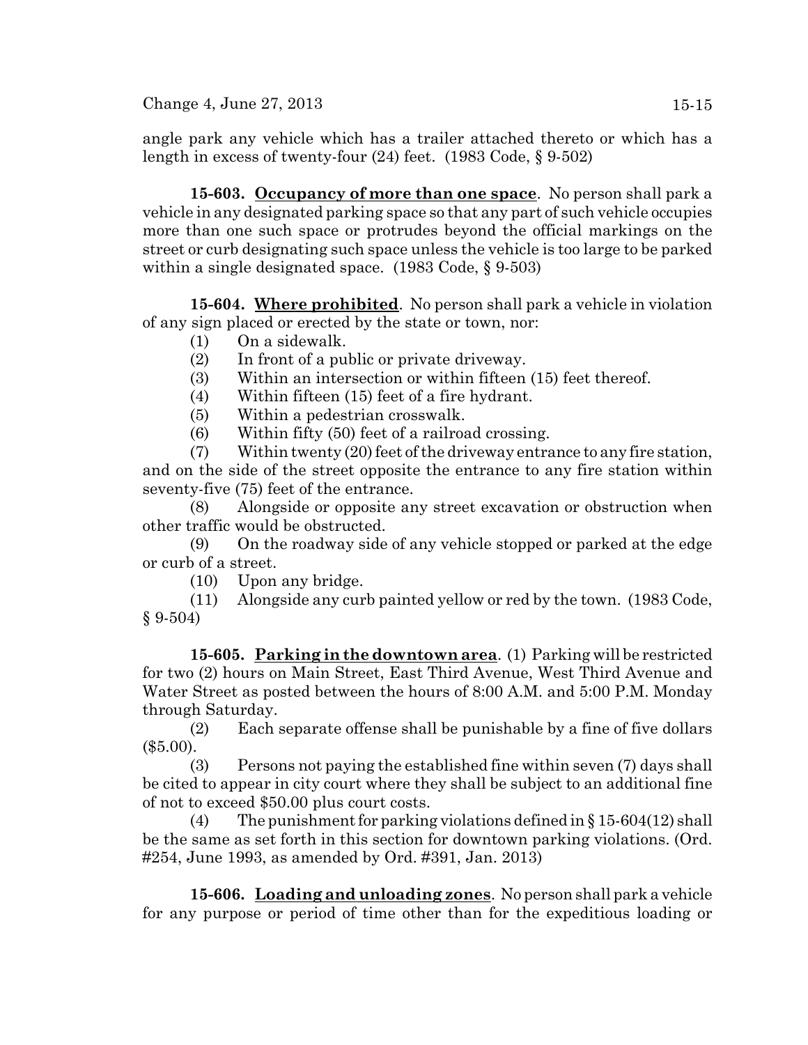angle park any vehicle which has a trailer attached thereto or which has a length in excess of twenty-four (24) feet. (1983 Code, § 9-502)

**15-603. <u>Occupancy of more than one space</u>**. No person shall park a vehicle in any designated parking space so that any part of such vehicle occupies more than one such space or protrudes beyond the official markings on the street or curb designating such space unless the vehicle is too large to be parked within a single designated space. (1983 Code, § 9-503)

**15-604. <u>Where prohibited</u>**. No person shall park a vehicle in violation of any sign placed or erected by the state or town, nor:

(1) On a sidewalk.

(2) In front of a public or private driveway.

(3) Within an intersection or within fifteen (15) feet thereof.

(4) Within fifteen (15) feet of a fire hydrant.

(5) Within a pedestrian crosswalk.

(6) Within fifty (50) feet of a railroad crossing.

(7) Within twenty (20) feet of the driveway entrance to any fire station, and on the side of the street opposite the entrance to any fire station within seventy-five (75) feet of the entrance.

(8) Alongside or opposite any street excavation or obstruction when other traffic would be obstructed.

(9) On the roadway side of any vehicle stopped or parked at the edge or curb of a street.

(10) Upon any bridge.

(11) Alongside any curb painted yellow or red by the town. (1983 Code, § 9-504)

**15-605. <u>Parking in the downtown area</u>**. (1) Parking will be restricted for two (2) hours on Main Street, East Third Avenue, West Third Avenue and Water Street as posted between the hours of 8:00 A.M. and 5:00 P.M. Monday through Saturday.

(2) Each separate offense shall be punishable by a fine of five dollars ($5.00).

(3) Persons not paying the established fine within seven (7) days shall be cited to appear in city court where they shall be subject to an additional fine of not to exceed $50.00 plus court costs.

(4) The punishment for parking violations defined in § 15-604(12) shall be the same as set forth in this section for downtown parking violations. (Ord. #254, June 1993, as amended by Ord. #391, Jan. 2013)

**15-606. <u>Loading and unloading zones</u>**. No person shall park a vehicle for any purpose or period of time other than for the expeditious loading or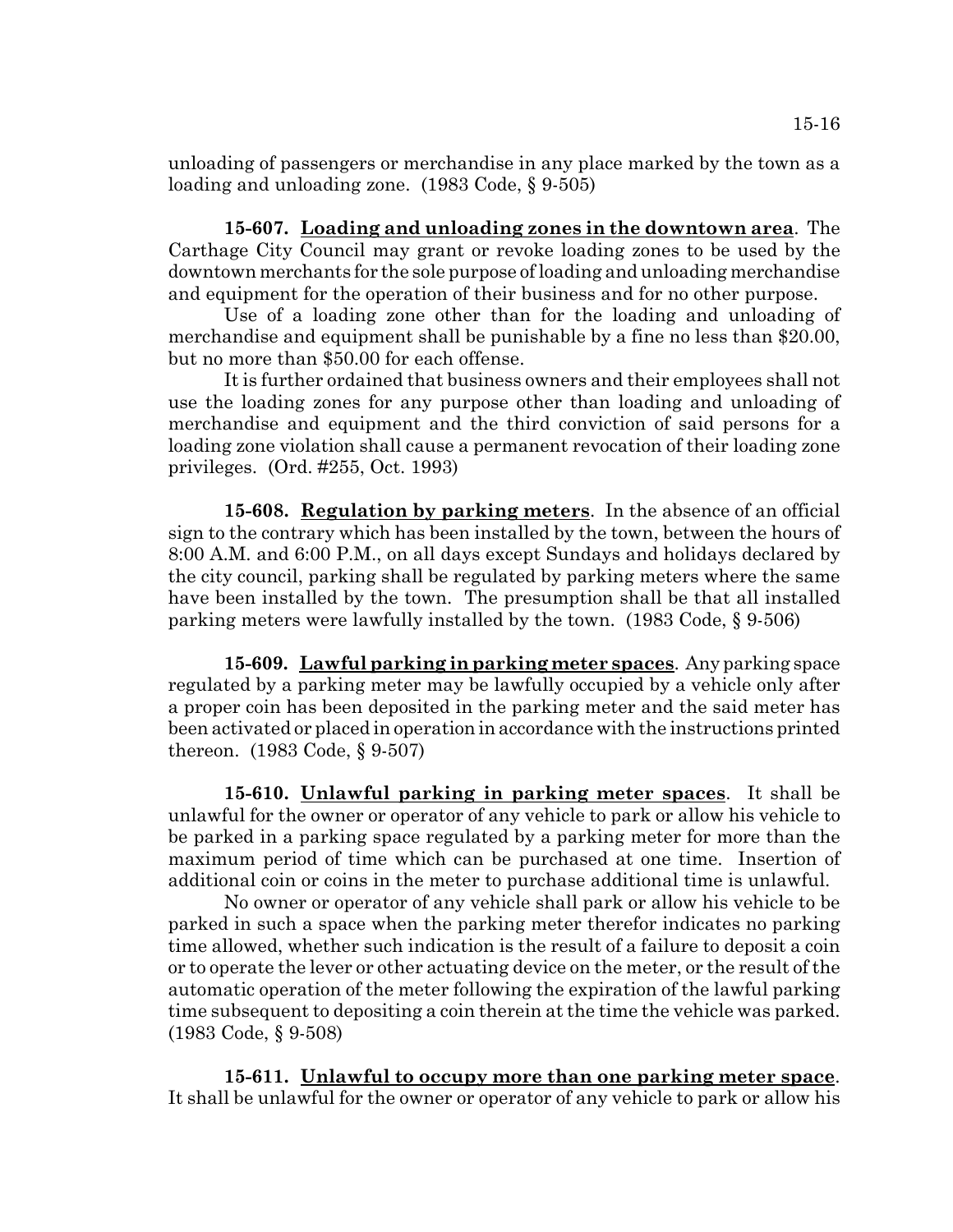unloading of passengers or merchandise in any place marked by the town as a loading and unloading zone. (1983 Code, § 9-505)

**15-607. Loading and unloading zones in the downtown area**. The Carthage City Council may grant or revoke loading zones to be used by the downtown merchants for the sole purpose of loading and unloading merchandise and equipment for the operation of their business and for no other purpose.

Use of a loading zone other than for the loading and unloading of merchandise and equipment shall be punishable by a fine no less than $20.00, but no more than $50.00 for each offense.

It is further ordained that business owners and their employees shall not use the loading zones for any purpose other than loading and unloading of merchandise and equipment and the third conviction of said persons for a loading zone violation shall cause a permanent revocation of their loading zone privileges. (Ord. #255, Oct. 1993)

**15-608. Regulation by parking meters**. In the absence of an official sign to the contrary which has been installed by the town, between the hours of 8:00 A.M. and 6:00 P.M., on all days except Sundays and holidays declared by the city council, parking shall be regulated by parking meters where the same have been installed by the town. The presumption shall be that all installed parking meters were lawfully installed by the town. (1983 Code, § 9-506)

**15-609. Lawful parking in parking meter spaces**. Any parking space regulated by a parking meter may be lawfully occupied by a vehicle only after a proper coin has been deposited in the parking meter and the said meter has been activated or placed in operation in accordance with the instructions printed thereon. (1983 Code, § 9-507)

**15-610. Unlawful parking in parking meter spaces**. It shall be unlawful for the owner or operator of any vehicle to park or allow his vehicle to be parked in a parking space regulated by a parking meter for more than the maximum period of time which can be purchased at one time. Insertion of additional coin or coins in the meter to purchase additional time is unlawful.

No owner or operator of any vehicle shall park or allow his vehicle to be parked in such a space when the parking meter therefor indicates no parking time allowed, whether such indication is the result of a failure to deposit a coin or to operate the lever or other actuating device on the meter, or the result of the automatic operation of the meter following the expiration of the lawful parking time subsequent to depositing a coin therein at the time the vehicle was parked. (1983 Code, § 9-508)

**15-611. Unlawful to occupy more than one parking meter space**. It shall be unlawful for the owner or operator of any vehicle to park or allow his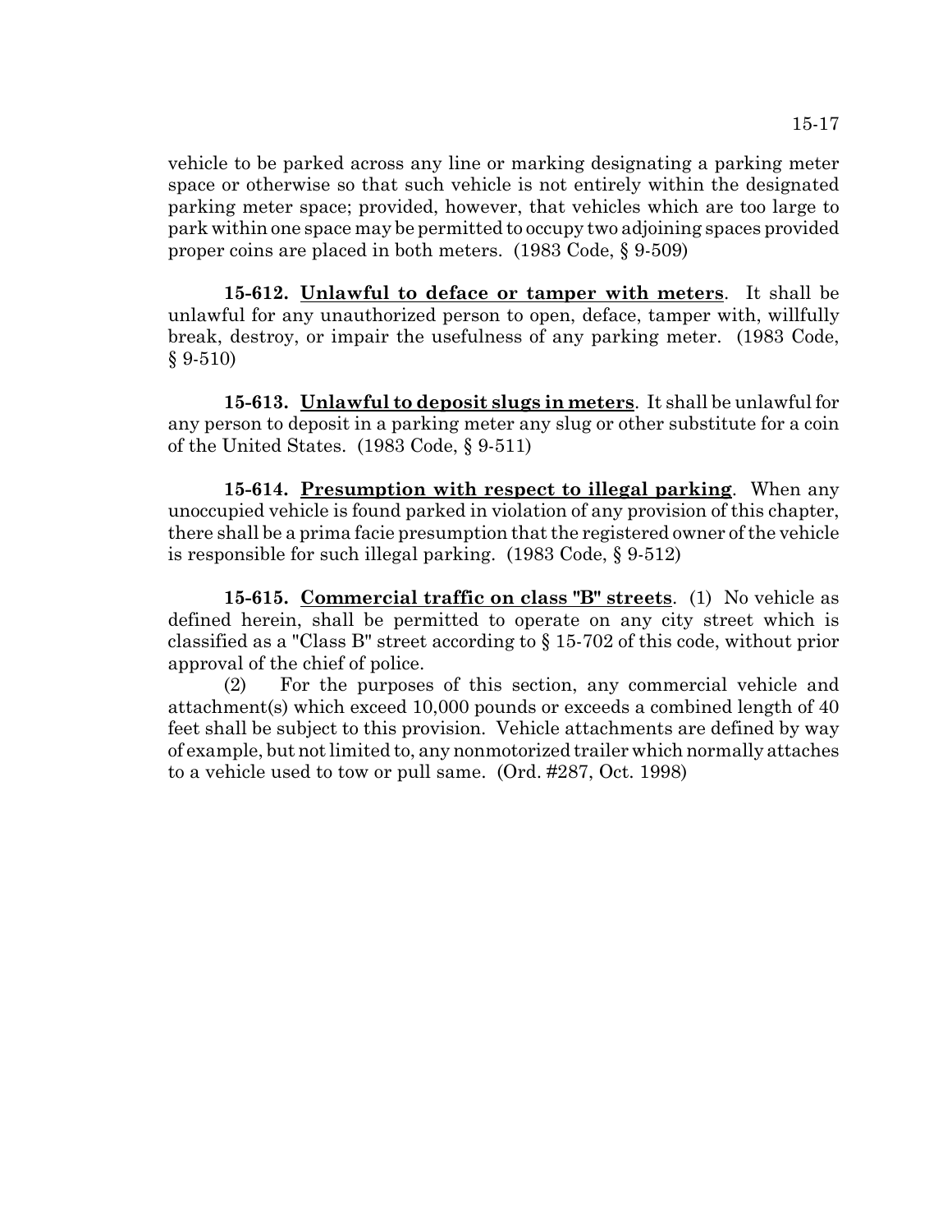vehicle to be parked across any line or marking designating a parking meter space or otherwise so that such vehicle is not entirely within the designated parking meter space; provided, however, that vehicles which are too large to park within one space may be permitted to occupy two adjoining spaces provided proper coins are placed in both meters. (1983 Code, § 9-509)

**15-612. Unlawful to deface or tamper with meters**. It shall be unlawful for any unauthorized person to open, deface, tamper with, willfully break, destroy, or impair the usefulness of any parking meter. (1983 Code, § 9-510)

**15-613. Unlawful to deposit slugs in meters**. It shall be unlawful for any person to deposit in a parking meter any slug or other substitute for a coin of the United States. (1983 Code, § 9-511)

**15-614. Presumption with respect to illegal parking**. When any unoccupied vehicle is found parked in violation of any provision of this chapter, there shall be a prima facie presumption that the registered owner of the vehicle is responsible for such illegal parking. (1983 Code, § 9-512)

**15-615. Commercial traffic on class "B" streets**. (1) No vehicle as defined herein, shall be permitted to operate on any city street which is classified as a "Class B" street according to § 15-702 of this code, without prior approval of the chief of police.

(2) For the purposes of this section, any commercial vehicle and attachment(s) which exceed 10,000 pounds or exceeds a combined length of 40 feet shall be subject to this provision. Vehicle attachments are defined by way of example, but not limited to, any nonmotorized trailer which normally attaches to a vehicle used to tow or pull same. (Ord. #287, Oct. 1998)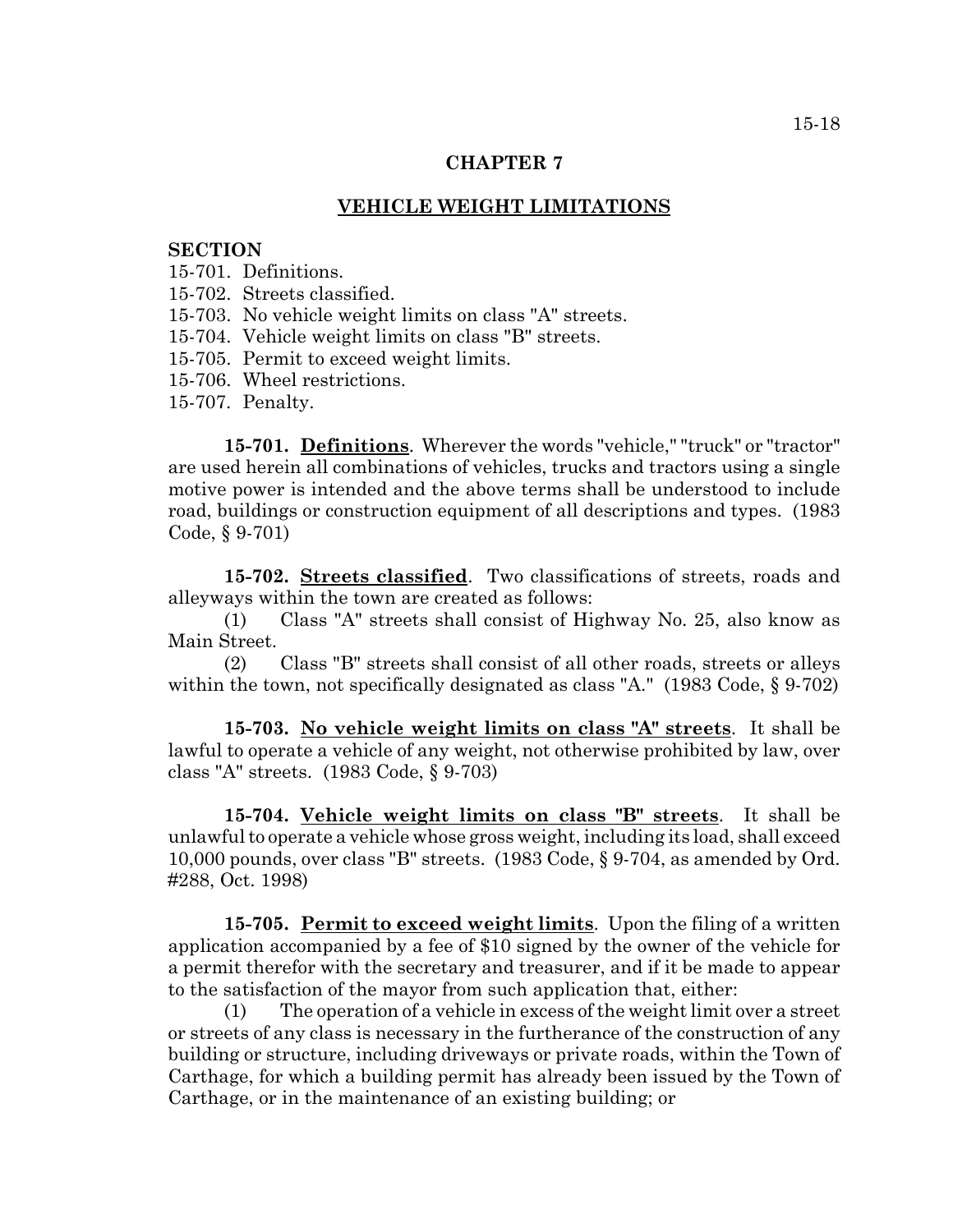## CHAPTER 7

## VEHICLE WEIGHT LIMITATIONS

**SECTION**
15-701. Definitions.
15-702. Streets classified.
15-703. No vehicle weight limits on class "A" streets.
15-704. Vehicle weight limits on class "B" streets.
15-705. Permit to exceed weight limits.
15-706. Wheel restrictions.
15-707. Penalty.

**15-701. Definitions**. Wherever the words "vehicle," "truck" or "tractor" are used herein all combinations of vehicles, trucks and tractors using a single motive power is intended and the above terms shall be understood to include road, buildings or construction equipment of all descriptions and types. (1983 Code, § 9-701)

**15-702. Streets classified**. Two classifications of streets, roads and alleyways within the town are created as follows:

(1) Class "A" streets shall consist of Highway No. 25, also know as Main Street.

(2) Class "B" streets shall consist of all other roads, streets or alleys within the town, not specifically designated as class "A." (1983 Code, § 9-702)

**15-703. No vehicle weight limits on class "A" streets**. It shall be lawful to operate a vehicle of any weight, not otherwise prohibited by law, over class "A" streets. (1983 Code, § 9-703)

**15-704. Vehicle weight limits on class "B" streets**. It shall be unlawful to operate a vehicle whose gross weight, including its load, shall exceed 10,000 pounds, over class "B" streets. (1983 Code, § 9-704, as amended by Ord. #288, Oct. 1998)

**15-705. Permit to exceed weight limits**. Upon the filing of a written application accompanied by a fee of $10 signed by the owner of the vehicle for a permit therefor with the secretary and treasurer, and if it be made to appear to the satisfaction of the mayor from such application that, either:

(1) The operation of a vehicle in excess of the weight limit over a street or streets of any class is necessary in the furtherance of the construction of any building or structure, including driveways or private roads, within the Town of Carthage, for which a building permit has already been issued by the Town of Carthage, or in the maintenance of an existing building; or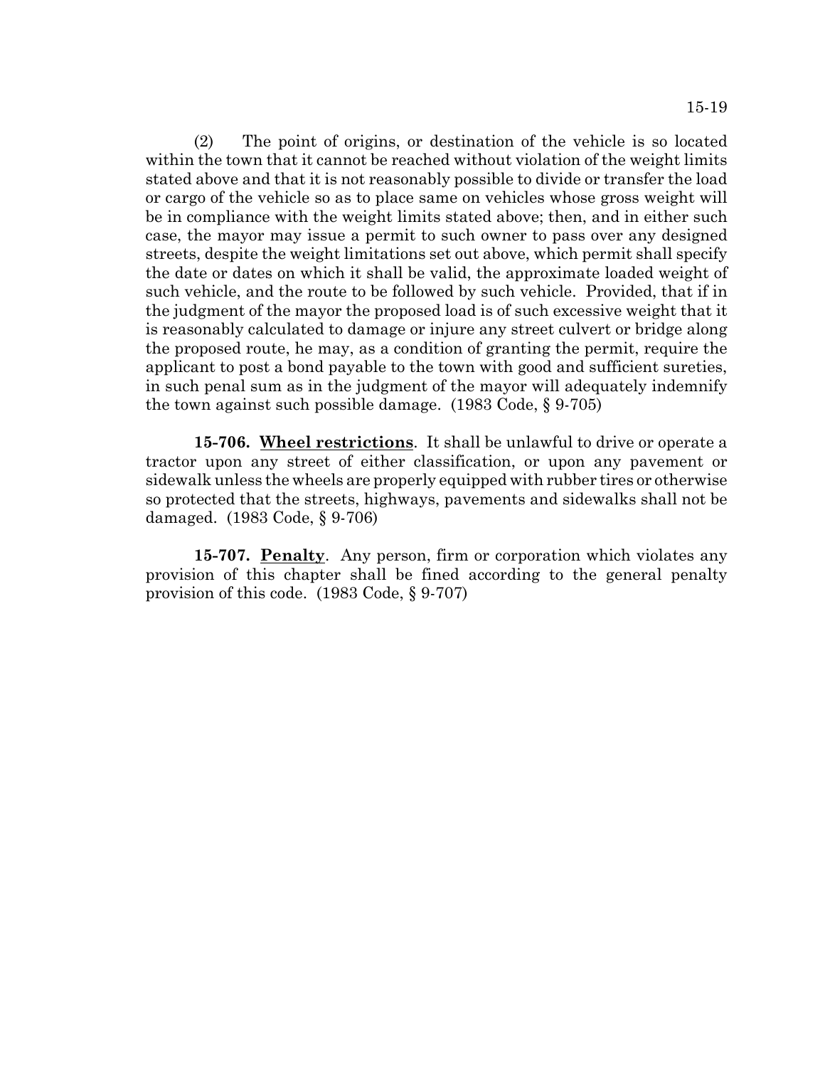(2) The point of origins, or destination of the vehicle is so located within the town that it cannot be reached without violation of the weight limits stated above and that it is not reasonably possible to divide or transfer the load or cargo of the vehicle so as to place same on vehicles whose gross weight will be in compliance with the weight limits stated above; then, and in either such case, the mayor may issue a permit to such owner to pass over any designed streets, despite the weight limitations set out above, which permit shall specify the date or dates on which it shall be valid, the approximate loaded weight of such vehicle, and the route to be followed by such vehicle. Provided, that if in the judgment of the mayor the proposed load is of such excessive weight that it is reasonably calculated to damage or injure any street culvert or bridge along the proposed route, he may, as a condition of granting the permit, require the applicant to post a bond payable to the town with good and sufficient sureties, in such penal sum as in the judgment of the mayor will adequately indemnify the town against such possible damage. (1983 Code, § 9-705)

**15-706. Wheel restrictions**. It shall be unlawful to drive or operate a tractor upon any street of either classification, or upon any pavement or sidewalk unless the wheels are properly equipped with rubber tires or otherwise so protected that the streets, highways, pavements and sidewalks shall not be damaged. (1983 Code, § 9-706)

**15-707. Penalty**. Any person, firm or corporation which violates any provision of this chapter shall be fined according to the general penalty provision of this code. (1983 Code, § 9-707)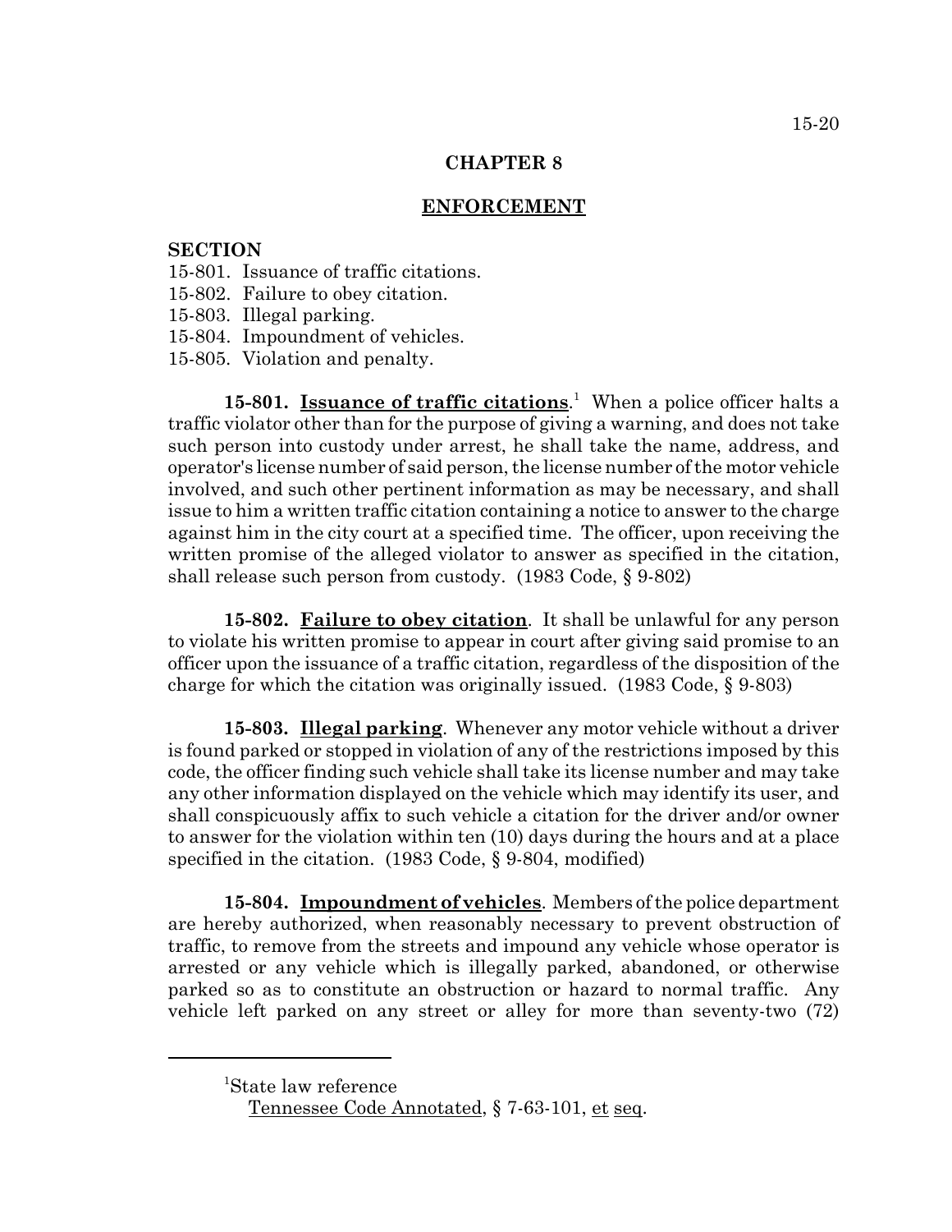## CHAPTER 8

## ENFORCEMENT

**SECTION**

15-801. Issuance of traffic citations.
15-802. Failure to obey citation.
15-803. Illegal parking.
15-804. Impoundment of vehicles.
15-805. Violation and penalty.

**15-801. Issuance of traffic citations**.[1] When a police officer halts a traffic violator other than for the purpose of giving a warning, and does not take such person into custody under arrest, he shall take the name, address, and operator's license number of said person, the license number of the motor vehicle involved, and such other pertinent information as may be necessary, and shall issue to him a written traffic citation containing a notice to answer to the charge against him in the city court at a specified time. The officer, upon receiving the written promise of the alleged violator to answer as specified in the citation, shall release such person from custody. (1983 Code, § 9-802)

**15-802. Failure to obey citation**. It shall be unlawful for any person to violate his written promise to appear in court after giving said promise to an officer upon the issuance of a traffic citation, regardless of the disposition of the charge for which the citation was originally issued. (1983 Code, § 9-803)

**15-803. Illegal parking**. Whenever any motor vehicle without a driver is found parked or stopped in violation of any of the restrictions imposed by this code, the officer finding such vehicle shall take its license number and may take any other information displayed on the vehicle which may identify its user, and shall conspicuously affix to such vehicle a citation for the driver and/or owner to answer for the violation within ten (10) days during the hours and at a place specified in the citation. (1983 Code, § 9-804, modified)

**15-804. Impoundment of vehicles**. Members of the police department are hereby authorized, when reasonably necessary to prevent obstruction of traffic, to remove from the streets and impound any vehicle whose operator is arrested or any vehicle which is illegally parked, abandoned, or otherwise parked so as to constitute an obstruction or hazard to normal traffic. Any vehicle left parked on any street or alley for more than seventy-two (72)

---

[1]State law reference
Tennessee Code Annotated, § 7-63-101, et seq.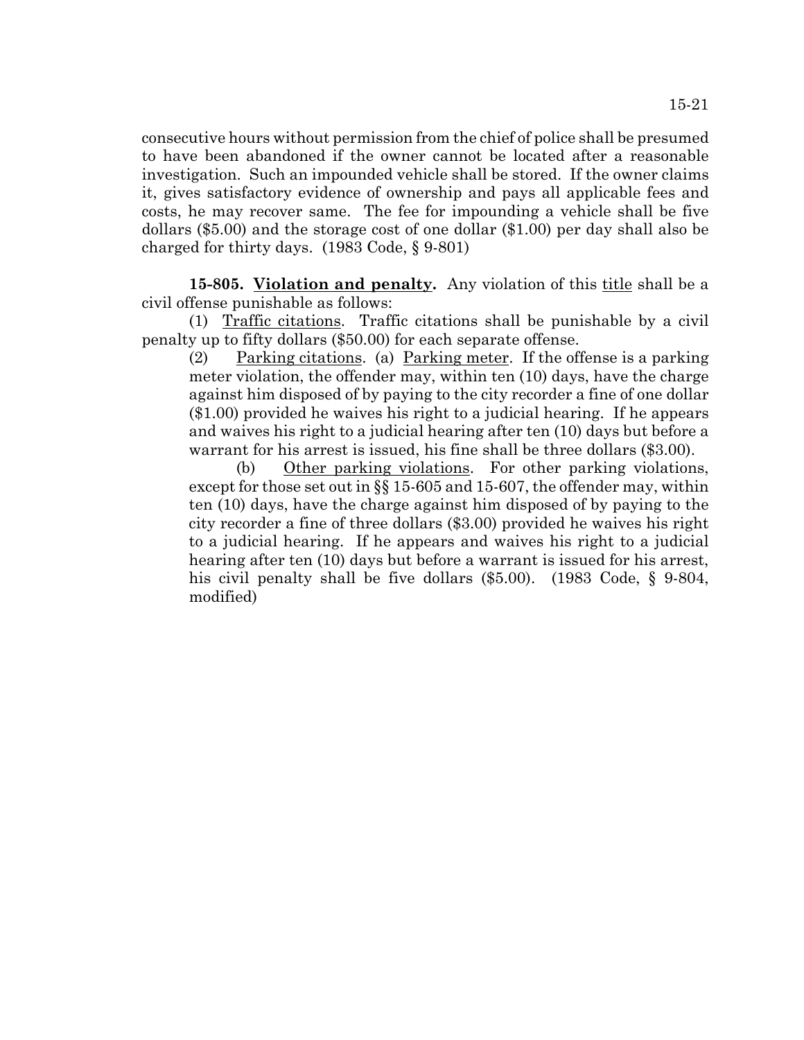consecutive hours without permission from the chief of police shall be presumed to have been abandoned if the owner cannot be located after a reasonable investigation. Such an impounded vehicle shall be stored. If the owner claims it, gives satisfactory evidence of ownership and pays all applicable fees and costs, he may recover same. The fee for impounding a vehicle shall be five dollars ($5.00) and the storage cost of one dollar ($1.00) per day shall also be charged for thirty days. (1983 Code, § 9-801)

**15-805. Violation and penalty.** Any violation of this title shall be a civil offense punishable as follows:

(1) Traffic citations. Traffic citations shall be punishable by a civil penalty up to fifty dollars ($50.00) for each separate offense.

(2) Parking citations. (a) Parking meter. If the offense is a parking meter violation, the offender may, within ten (10) days, have the charge against him disposed of by paying to the city recorder a fine of one dollar ($1.00) provided he waives his right to a judicial hearing. If he appears and waives his right to a judicial hearing after ten (10) days but before a warrant for his arrest is issued, his fine shall be three dollars ($3.00).

(b) Other parking violations. For other parking violations, except for those set out in §§ 15-605 and 15-607, the offender may, within ten (10) days, have the charge against him disposed of by paying to the city recorder a fine of three dollars ($3.00) provided he waives his right to a judicial hearing. If he appears and waives his right to a judicial hearing after ten (10) days but before a warrant is issued for his arrest, his civil penalty shall be five dollars ($5.00). (1983 Code, § 9-804, modified)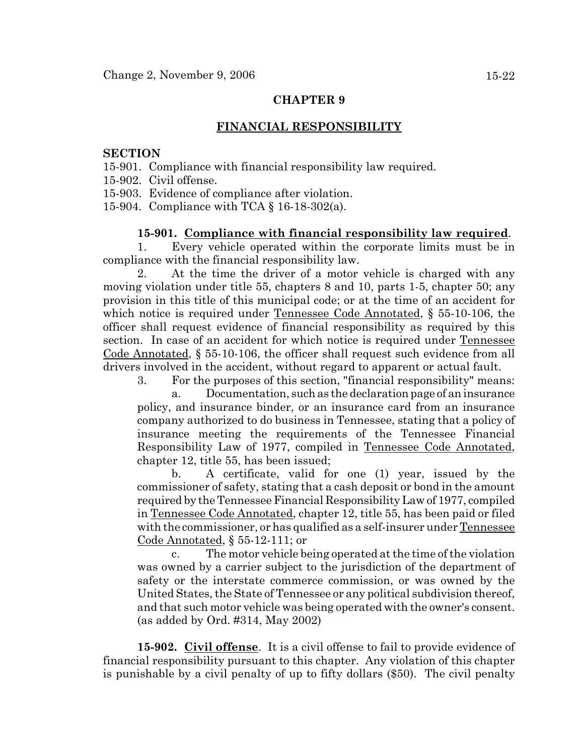## CHAPTER 9

## FINANCIAL RESPONSIBILITY

**SECTION**

15-901. Compliance with financial responsibility law required.
15-902. Civil offense.
15-903. Evidence of compliance after violation.
15-904. Compliance with TCA § 16-18-302(a).

**15-901. Compliance with financial responsibility law required.**

1. Every vehicle operated within the corporate limits must be in compliance with the financial responsibility law.

2. At the time the driver of a motor vehicle is charged with any moving violation under title 55, chapters 8 and 10, parts 1-5, chapter 50; any provision in this title of this municipal code; or at the time of an accident for which notice is required under Tennessee Code Annotated, § 55-10-106, the officer shall request evidence of financial responsibility as required by this section. In case of an accident for which notice is required under Tennessee Code Annotated, § 55-10-106, the officer shall request such evidence from all drivers involved in the accident, without regard to apparent or actual fault.

3. For the purposes of this section, "financial responsibility" means:

   a. Documentation, such as the declaration page of an insurance policy, and insurance binder, or an insurance card from an insurance company authorized to do business in Tennessee, stating that a policy of insurance meeting the requirements of the Tennessee Financial Responsibility Law of 1977, compiled in Tennessee Code Annotated, chapter 12, title 55, has been issued;

   b. A certificate, valid for one (1) year, issued by the commissioner of safety, stating that a cash deposit or bond in the amount required by the Tennessee Financial Responsibility Law of 1977, compiled in Tennessee Code Annotated, chapter 12, title 55, has been paid or filed with the commissioner, or has qualified as a self-insurer under Tennessee Code Annotated, § 55-12-111; or

   c. The motor vehicle being operated at the time of the violation was owned by a carrier subject to the jurisdiction of the department of safety or the interstate commerce commission, or was owned by the United States, the State of Tennessee or any political subdivision thereof, and that such motor vehicle was being operated with the owner's consent. (as added by Ord. #314, May 2002)

**15-902. Civil offense.** It is a civil offense to fail to provide evidence of financial responsibility pursuant to this chapter. Any violation of this chapter is punishable by a civil penalty of up to fifty dollars ($50). The civil penalty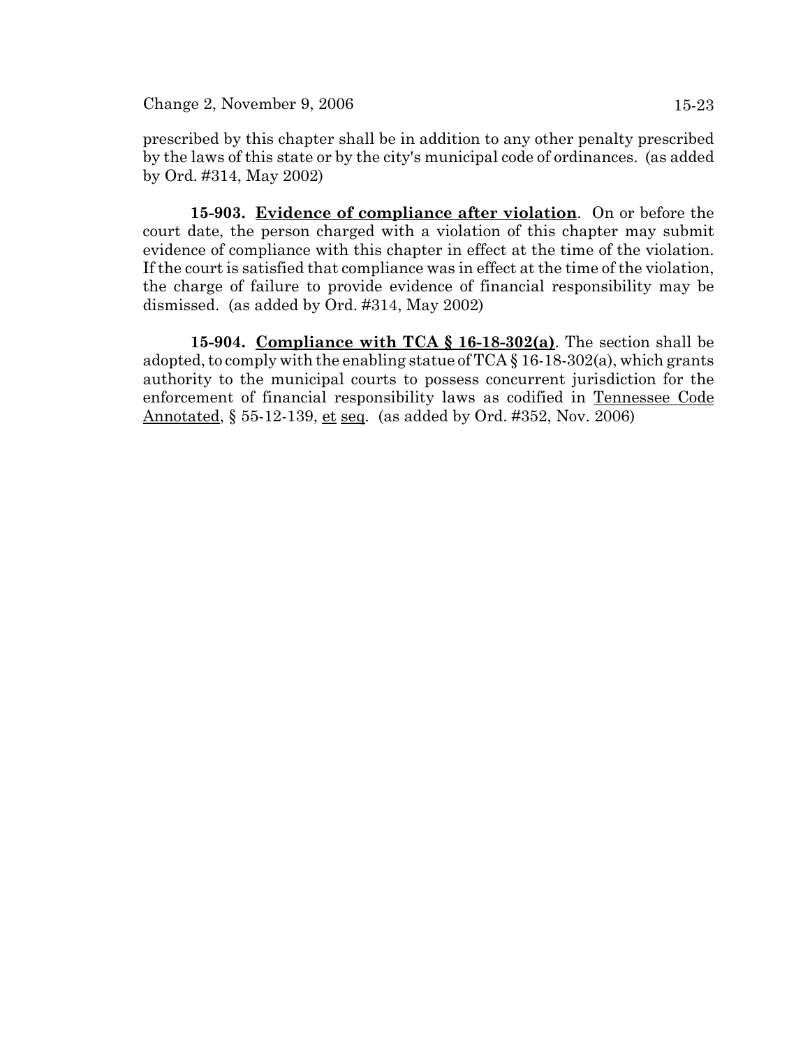prescribed by this chapter shall be in addition to any other penalty prescribed by the laws of this state or by the city's municipal code of ordinances. (as added by Ord. #314, May 2002)

**15-903. Evidence of compliance after violation**. On or before the court date, the person charged with a violation of this chapter may submit evidence of compliance with this chapter in effect at the time of the violation. If the court is satisfied that compliance was in effect at the time of the violation, the charge of failure to provide evidence of financial responsibility may be dismissed. (as added by Ord. #314, May 2002)

**15-904. Compliance with TCA § 16-18-302(a)**. The section shall be adopted, to comply with the enabling statue of TCA § 16-18-302(a), which grants authority to the municipal courts to possess concurrent jurisdiction for the enforcement of financial responsibility laws as codified in Tennessee Code Annotated, § 55-12-139, et seq. (as added by Ord. #352, Nov. 2006)